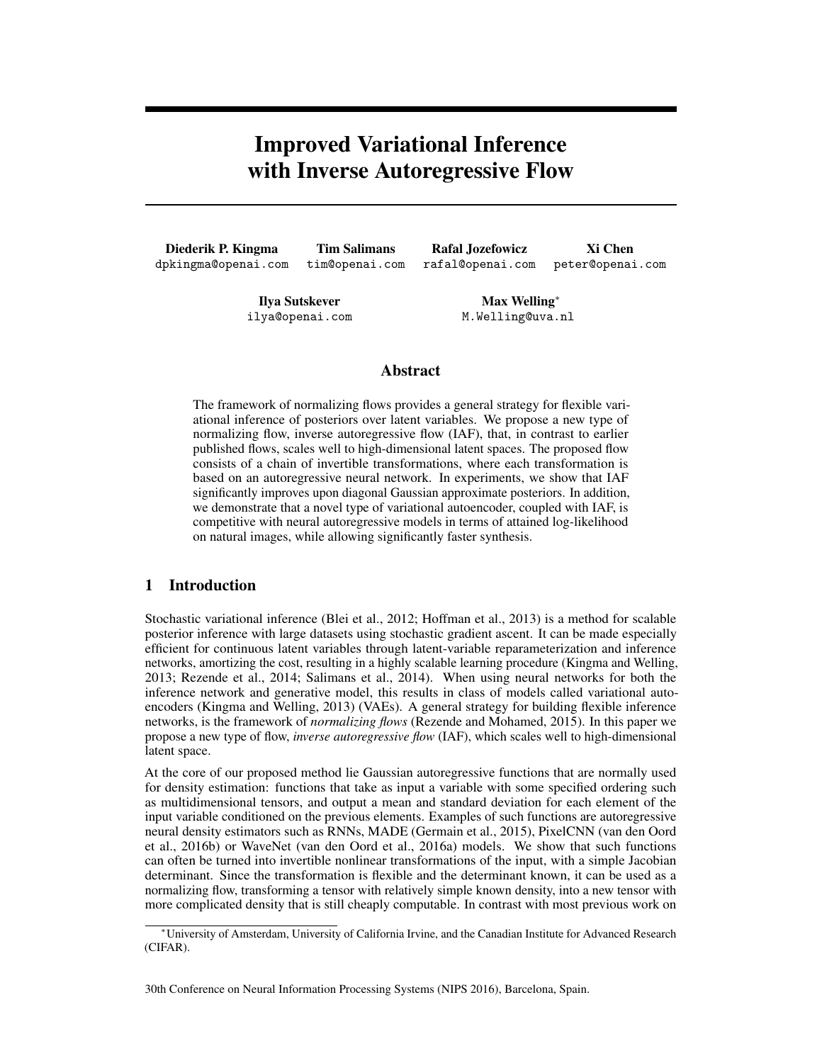# Improved Variational Inference with Inverse Autoregressive Flow

**Diederik P. Kingma** dpkingma@openai.com

**Tim Salimans** tim@openai.com

**Rafal Jozefowicz** rafal@openai.com

**Xi Chen** peter@openai.com

**Ilya Sutskever** ilya@openai.com

**Max Welling**[*] M.Welling@uva.nl

## Abstract

The framework of normalizing flows provides a general strategy for flexible variational inference of posteriors over latent variables. We propose a new type of normalizing flow, inverse autoregressive flow (IAF), that, in contrast to earlier published flows, scales well to high-dimensional latent spaces. The proposed flow consists of a chain of invertible transformations, where each transformation is based on an autoregressive neural network. In experiments, we show that IAF significantly improves upon diagonal Gaussian approximate posteriors. In addition, we demonstrate that a novel type of variational autoencoder, coupled with IAF, is competitive with neural autoregressive models in terms of attained log-likelihood on natural images, while allowing significantly faster synthesis.

## 1 Introduction

Stochastic variational inference (Blei et al., 2012; Hoffman et al., 2013) is a method for scalable posterior inference with large datasets using stochastic gradient ascent. It can be made especially efficient for continuous latent variables through latent-variable reparameterization and inference networks, amortizing the cost, resulting in a highly scalable learning procedure (Kingma and Welling, 2013; Rezende et al., 2014; Salimans et al., 2014). When using neural networks for both the inference network and generative model, this results in class of models called variational auto-encoders (Kingma and Welling, 2013) (VAEs). A general strategy for building flexible inference networks, is the framework of *normalizing flows* (Rezende and Mohamed, 2015). In this paper we propose a new type of flow, *inverse autoregressive flow* (IAF), which scales well to high-dimensional latent space.

At the core of our proposed method lie Gaussian autoregressive functions that are normally used for density estimation: functions that take as input a variable with some specified ordering such as multidimensional tensors, and output a mean and standard deviation for each element of the input variable conditioned on the previous elements. Examples of such functions are autoregressive neural density estimators such as RNNs, MADE (Germain et al., 2015), PixelCNN (van den Oord et al., 2016b) or WaveNet (van den Oord et al., 2016a) models. We show that such functions can often be turned into invertible nonlinear transformations of the input, with a simple Jacobian determinant. Since the transformation is flexible and the determinant known, it can be used as a normalizing flow, transforming a tensor with relatively simple known density, into a new tensor with more complicated density that is still cheaply computable. In contrast with most previous work on

[*]University of Amsterdam, University of California Irvine, and the Canadian Institute for Advanced Research (CIFAR).

30th Conference on Neural Information Processing Systems (NIPS 2016), Barcelona, Spain.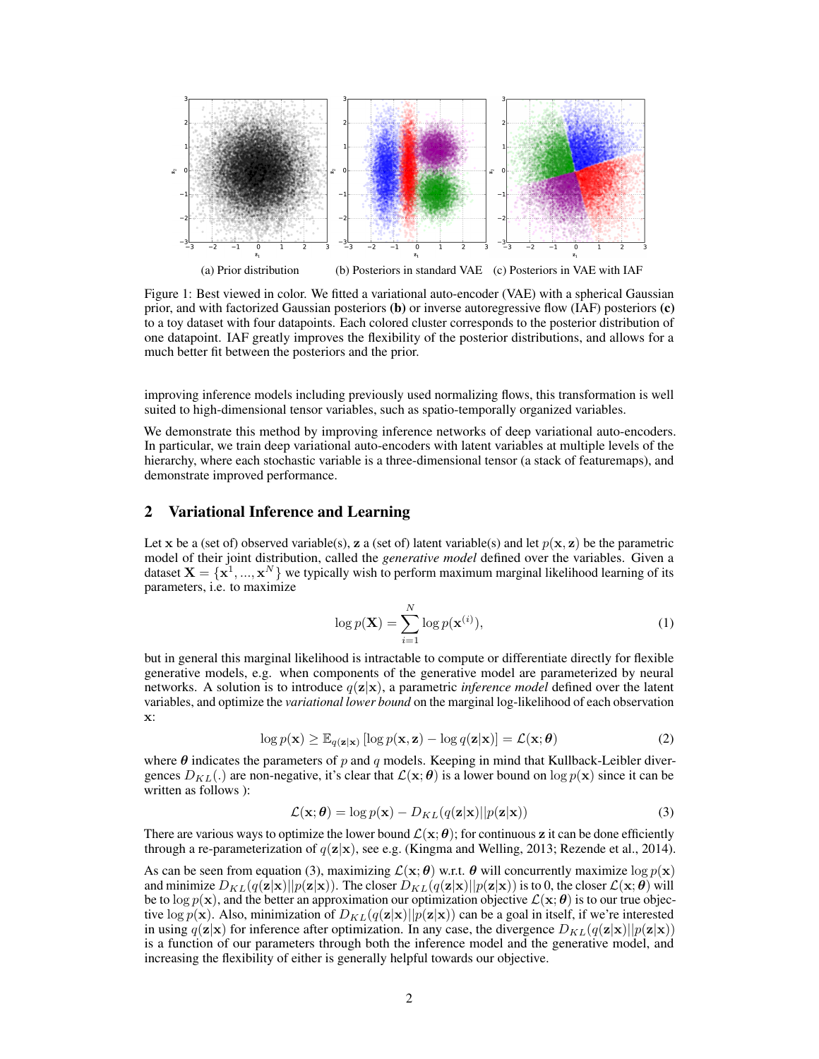(a) Prior distribution (b) Posteriors in standard VAE (c) Posteriors in VAE with IAF

Figure 1: Best viewed in color. We fitted a variational auto-encoder (VAE) with a spherical Gaussian prior, and with factorized Gaussian posteriors **(b)** or inverse autoregressive flow (IAF) posteriors **(c)** to a toy dataset with four datapoints. Each colored cluster corresponds to the posterior distribution of one datapoint. IAF greatly improves the flexibility of the posterior distributions, and allows for a much better fit between the posteriors and the prior.

improving inference models including previously used normalizing flows, this transformation is well suited to high-dimensional tensor variables, such as spatio-temporally organized variables.

We demonstrate this method by improving inference networks of deep variational auto-encoders. In particular, we train deep variational auto-encoders with latent variables at multiple levels of the hierarchy, where each stochastic variable is a three-dimensional tensor (a stack of featuremaps), and demonstrate improved performance.

## 2 Variational Inference and Learning

Let $\mathbf{x}$ be a (set of) observed variable(s), $\mathbf{z}$ a (set of) latent variable(s) and let $p(\mathbf{x}, \mathbf{z})$ be the parametric model of their joint distribution, called the *generative model* defined over the variables. Given a dataset $\mathbf{X} = \{\mathbf{x}^1, ..., \mathbf{x}^N\}$ we typically wish to perform maximum marginal likelihood learning of its parameters, i.e. to maximize

$$\log p(\mathbf{X}) = \sum_{i=1}^{N} \log p(\mathbf{x}^{(i)}), \tag{1}$$

but in general this marginal likelihood is intractable to compute or differentiate directly for flexible generative models, e.g. when components of the generative model are parameterized by neural networks. A solution is to introduce $q(\mathbf{z}|\mathbf{x})$, a parametric *inference model* defined over the latent variables, and optimize the *variational lower bound* on the marginal log-likelihood of each observation $\mathbf{x}$:

$$\log p(\mathbf{x}) \geq \mathbb{E}_{q(\mathbf{z}|\mathbf{x})} \left[ \log p(\mathbf{x}, \mathbf{z}) - \log q(\mathbf{z}|\mathbf{x}) \right] = \mathcal{L}(\mathbf{x}; \boldsymbol{\theta}) \tag{2}$$

where $\boldsymbol{\theta}$ indicates the parameters of $p$ and $q$ models. Keeping in mind that Kullback-Leibler divergences $D_{KL}(.)$ are non-negative, it's clear that $\mathcal{L}(\mathbf{x}; \boldsymbol{\theta})$ is a lower bound on $\log p(\mathbf{x})$ since it can be written as follows ):

$$\mathcal{L}(\mathbf{x}; \boldsymbol{\theta}) = \log p(\mathbf{x}) - D_{KL}(q(\mathbf{z}|\mathbf{x}) || p(\mathbf{z}|\mathbf{x})) \tag{3}$$

There are various ways to optimize the lower bound $\mathcal{L}(\mathbf{x}; \boldsymbol{\theta})$; for continuous $\mathbf{z}$ it can be done efficiently through a re-parameterization of $q(\mathbf{z}|\mathbf{x})$, see e.g. (Kingma and Welling, 2013; Rezende et al., 2014).

As can be seen from equation (3), maximizing $\mathcal{L}(\mathbf{x}; \boldsymbol{\theta})$ w.r.t. $\boldsymbol{\theta}$ will concurrently maximize $\log p(\mathbf{x})$ and minimize $D_{KL}(q(\mathbf{z}|\mathbf{x}) || p(\mathbf{z}|\mathbf{x}))$. The closer $D_{KL}(q(\mathbf{z}|\mathbf{x}) || p(\mathbf{z}|\mathbf{x}))$ is to 0, the closer $\mathcal{L}(\mathbf{x}; \boldsymbol{\theta})$ will be to $\log p(\mathbf{x})$, and the better an approximation our optimization objective $\mathcal{L}(\mathbf{x}; \boldsymbol{\theta})$ is to our true objective $\log p(\mathbf{x})$. Also, minimization of $D_{KL}(q(\mathbf{z}|\mathbf{x}) || p(\mathbf{z}|\mathbf{x}))$ can be a goal in itself, if we're interested in using $q(\mathbf{z}|\mathbf{x})$ for inference after optimization. In any case, the divergence $D_{KL}(q(\mathbf{z}|\mathbf{x}) || p(\mathbf{z}|\mathbf{x}))$ is a function of our parameters through both the inference model and the generative model, and increasing the flexibility of either is generally helpful towards our objective.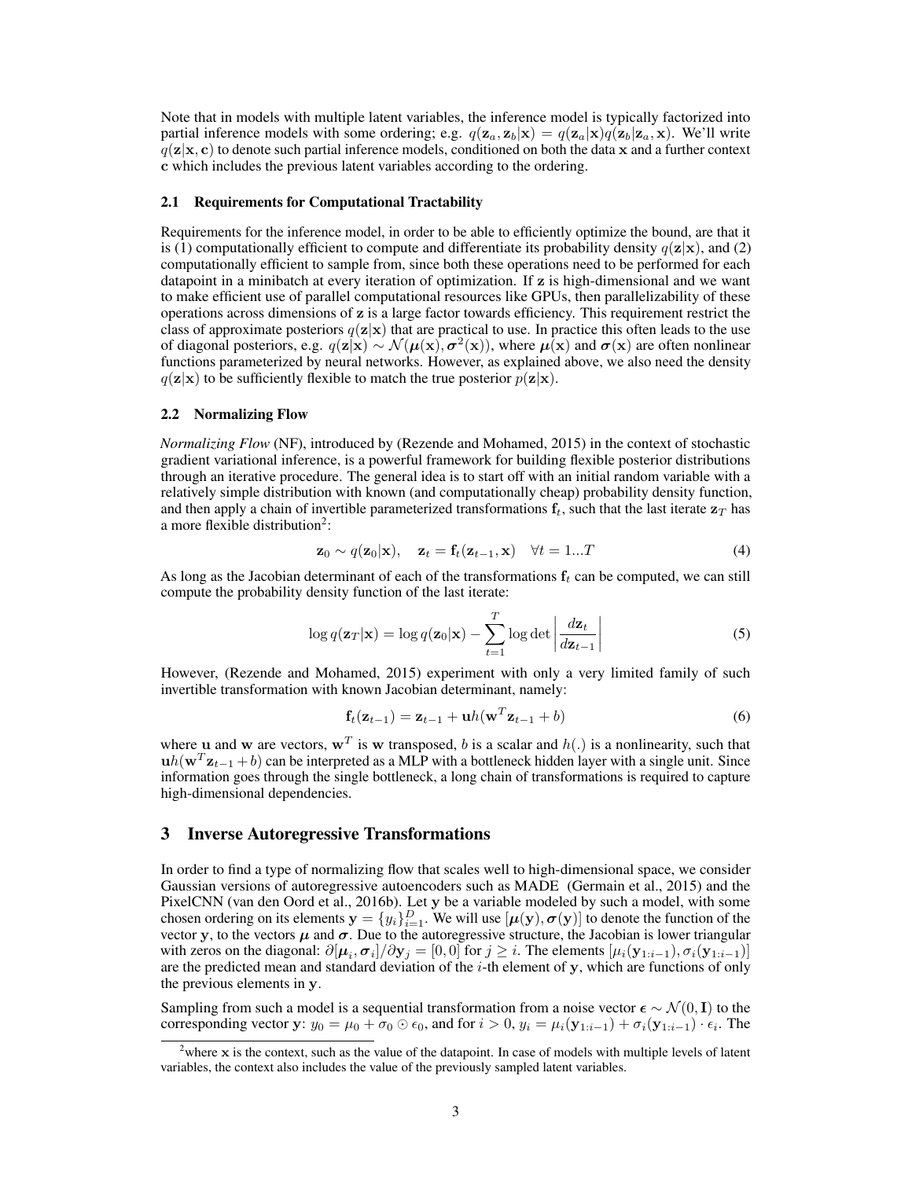Note that in models with multiple latent variables, the inference model is typically factorized into partial inference models with some ordering; e.g. $q(\mathbf{z}_a, \mathbf{z}_b|\mathbf{x}) = q(\mathbf{z}_a|\mathbf{x})q(\mathbf{z}_b|\mathbf{z}_a, \mathbf{x})$. We'll write $q(\mathbf{z}|\mathbf{x}, \mathbf{c})$ to denote such partial inference models, conditioned on both the data $\mathbf{x}$ and a further context $\mathbf{c}$ which includes the previous latent variables according to the ordering.

### 2.1 Requirements for Computational Tractability

Requirements for the inference model, in order to be able to efficiently optimize the bound, are that it is (1) computationally efficient to compute and differentiate its probability density $q(\mathbf{z}|\mathbf{x})$, and (2) computationally efficient to sample from, since both these operations need to be performed for each datapoint in a minibatch at every iteration of optimization. If $\mathbf{z}$ is high-dimensional and we want to make efficient use of parallel computational resources like GPUs, then parallelizability of these operations across dimensions of $\mathbf{z}$ is a large factor towards efficiency. This requirement restrict the class of approximate posteriors $q(\mathbf{z}|\mathbf{x})$ that are practical to use. In practice this often leads to the use of diagonal posteriors, e.g. $q(\mathbf{z}|\mathbf{x}) \sim \mathcal{N}(\boldsymbol{\mu}(\mathbf{x}), \boldsymbol{\sigma}^2(\mathbf{x}))$, where $\boldsymbol{\mu}(\mathbf{x})$ and $\boldsymbol{\sigma}(\mathbf{x})$ are often nonlinear functions parameterized by neural networks. However, as explained above, we also need the density $q(\mathbf{z}|\mathbf{x})$ to be sufficiently flexible to match the true posterior $p(\mathbf{z}|\mathbf{x})$.

### 2.2 Normalizing Flow

*Normalizing Flow* (NF), introduced by (Rezende and Mohamed, 2015) in the context of stochastic gradient variational inference, is a powerful framework for building flexible posterior distributions through an iterative procedure. The general idea is to start off with an initial random variable with a relatively simple distribution with known (and computationally cheap) probability density function, and then apply a chain of invertible parameterized transformations $\mathbf{f}_t$, such that the last iterate $\mathbf{z}_T$ has a more flexible distribution[2]:

$$\mathbf{z}_0 \sim q(\mathbf{z}_0|\mathbf{x}), \quad \mathbf{z}_t = \mathbf{f}_t(\mathbf{z}_{t-1}, \mathbf{x}) \quad \forall t = 1...T \tag{4}$$

As long as the Jacobian determinant of each of the transformations $\mathbf{f}_t$ can be computed, we can still compute the probability density function of the last iterate:

$$\log q(\mathbf{z}_T|\mathbf{x}) = \log q(\mathbf{z}_0|\mathbf{x}) - \sum_{t=1}^{T} \log \det \left| \frac{d\mathbf{z}_t}{d\mathbf{z}_{t-1}} \right| \tag{5}$$

However, (Rezende and Mohamed, 2015) experiment with only a very limited family of such invertible transformation with known Jacobian determinant, namely:

$$\mathbf{f}_t(\mathbf{z}_{t-1}) = \mathbf{z}_{t-1} + \mathbf{u}h(\mathbf{w}^T\mathbf{z}_{t-1} + b) \tag{6}$$

where $\mathbf{u}$ and $\mathbf{w}$ are vectors, $\mathbf{w}^T$ is $\mathbf{w}$ transposed, $b$ is a scalar and $h(.)$ is a nonlinearity, such that $\mathbf{u}h(\mathbf{w}^T\mathbf{z}_{t-1} + b)$ can be interpreted as a MLP with a bottleneck hidden layer with a single unit. Since information goes through the single bottleneck, a long chain of transformations is required to capture high-dimensional dependencies.

## 3 Inverse Autoregressive Transformations

In order to find a type of normalizing flow that scales well to high-dimensional space, we consider Gaussian versions of autoregressive autoencoders such as MADE (Germain et al., 2015) and the PixelCNN (van den Oord et al., 2016b). Let $\mathbf{y}$ be a variable modeled by such a model, with some chosen ordering on its elements $\mathbf{y} = \{y_i\}_{i=1}^D$. We will use $[\boldsymbol{\mu}(\mathbf{y}), \boldsymbol{\sigma}(\mathbf{y})]$ to denote the function of the vector $\mathbf{y}$, to the vectors $\boldsymbol{\mu}$ and $\boldsymbol{\sigma}$. Due to the autoregressive structure, the Jacobian is lower triangular with zeros on the diagonal: $\partial[\boldsymbol{\mu}_i, \boldsymbol{\sigma}_i]/\partial\mathbf{y}_j = [0, 0]$ for $j \geq i$. The elements $[\mu_i(\mathbf{y}_{1:i-1}), \sigma_i(\mathbf{y}_{1:i-1})]$ are the predicted mean and standard deviation of the $i$-th element of $\mathbf{y}$, which are functions of only the previous elements in $\mathbf{y}$.

Sampling from such a model is a sequential transformation from a noise vector $\boldsymbol{\epsilon} \sim \mathcal{N}(0, \mathbf{I})$ to the corresponding vector $\mathbf{y}$: $y_0 = \mu_0 + \sigma_0 \odot \epsilon_0$, and for $i > 0$, $y_i = \mu_i(\mathbf{y}_{1:i-1}) + \sigma_i(\mathbf{y}_{1:i-1}) \cdot \epsilon_i$. The

[2] where $\mathbf{x}$ is the context, such as the value of the datapoint. In case of models with multiple levels of latent variables, the context also includes the value of the previously sampled latent variables.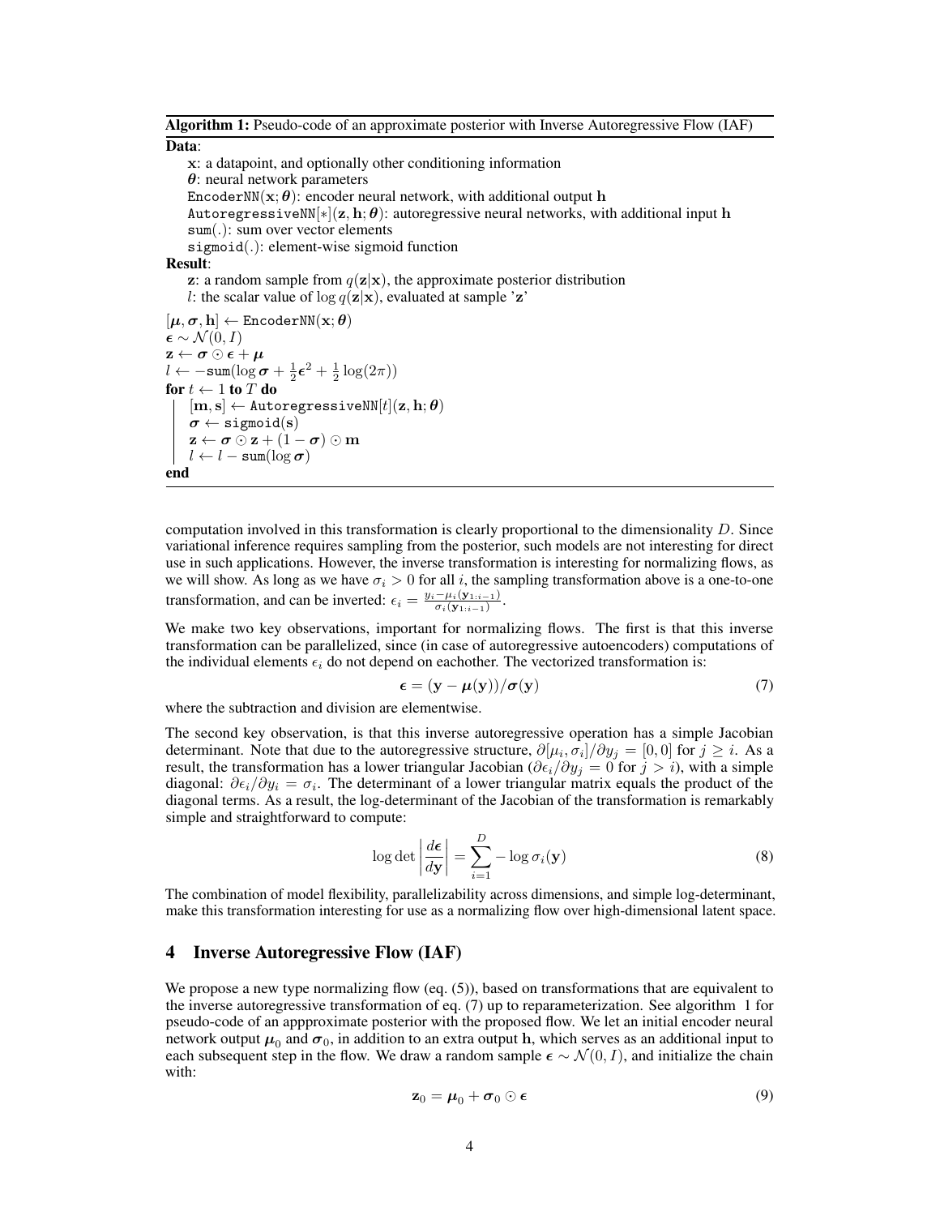**Algorithm 1:** Pseudo-code of an approximate posterior with Inverse Autoregressive Flow (IAF)

**Data**:

$\mathbf{x}$: a datapoint, and optionally other conditioning information
$\boldsymbol{\theta}$: neural network parameters
$\texttt{EncoderNN}(\mathbf{x}; \boldsymbol{\theta})$: encoder neural network, with additional output $\mathbf{h}$
$\texttt{AutoregressiveNN}[*](\mathbf{z}, \mathbf{h}; \boldsymbol{\theta})$: autoregressive neural networks, with additional input $\mathbf{h}$
$\texttt{sum}(.)$: sum over vector elements
$\texttt{sigmoid}(.)$: element-wise sigmoid function

**Result**:

$\mathbf{z}$: a random sample from $q(\mathbf{z}|\mathbf{x})$, the approximate posterior distribution
$l$: the scalar value of $\log q(\mathbf{z}|\mathbf{x})$, evaluated at sample 'z'

```
[μ, σ, h] ← EncoderNN(x; θ)
ε ∼ N(0, I)
z ← σ ⊙ ε + μ
l ← −sum(log σ + ½ε² + ½ log(2π))
for t ← 1 to T do
    [m, s] ← AutoregressiveNN[t](z, h; θ)
    σ ← sigmoid(s)
    z ← σ ⊙ z + (1 − σ) ⊙ m
    l ← l − sum(log σ)
end
```

computation involved in this transformation is clearly proportional to the dimensionality $D$. Since variational inference requires sampling from the posterior, such models are not interesting for direct use in such applications. However, the inverse transformation is interesting for normalizing flows, as we will show. As long as we have $\sigma_i > 0$ for all $i$, the sampling transformation above is a one-to-one transformation, and can be inverted: $\epsilon_i = \frac{y_i - \mu_i(\mathbf{y}_{1:i-1})}{\sigma_i(\mathbf{y}_{1:i-1})}$.

We make two key observations, important for normalizing flows. The first is that this inverse transformation can be parallelized, since (in case of autoregressive autoencoders) computations of the individual elements $\epsilon_i$ do not depend on eachother. The vectorized transformation is:

$$\boldsymbol{\epsilon} = (\mathbf{y} - \boldsymbol{\mu}(\mathbf{y}))/\boldsymbol{\sigma}(\mathbf{y}) \tag{7}$$

where the subtraction and division are elementwise.

The second key observation, is that this inverse autoregressive operation has a simple Jacobian determinant. Note that due to the autoregressive structure, $\partial[\mu_i, \sigma_i]/\partial y_j = [0, 0]$ for $j \geq i$. As a result, the transformation has a lower triangular Jacobian ($\partial \epsilon_i / \partial y_j = 0$ for $j > i$), with a simple diagonal: $\partial \epsilon_i / \partial y_i = \sigma_i$. The determinant of a lower triangular matrix equals the product of the diagonal terms. As a result, the log-determinant of the Jacobian of the transformation is remarkably simple and straightforward to compute:

$$\log \det \left| \frac{d\boldsymbol{\epsilon}}{d\mathbf{y}} \right| = \sum_{i=1}^{D} - \log \sigma_i(\mathbf{y}) \tag{8}$$

The combination of model flexibility, parallelizability across dimensions, and simple log-determinant, make this transformation interesting for use as a normalizing flow over high-dimensional latent space.

## 4 Inverse Autoregressive Flow (IAF)

We propose a new type normalizing flow (eq. (5)), based on transformations that are equivalent to the inverse autoregressive transformation of eq. (7) up to reparameterization. See algorithm 1 for pseudo-code of an appproximate posterior with the proposed flow. We let an initial encoder neural network output $\boldsymbol{\mu}_0$ and $\boldsymbol{\sigma}_0$, in addition to an extra output $\mathbf{h}$, which serves as an additional input to each subsequent step in the flow. We draw a random sample $\boldsymbol{\epsilon} \sim \mathcal{N}(0, I)$, and initialize the chain with:

$$\mathbf{z}_0 = \boldsymbol{\mu}_0 + \boldsymbol{\sigma}_0 \odot \boldsymbol{\epsilon} \tag{9}$$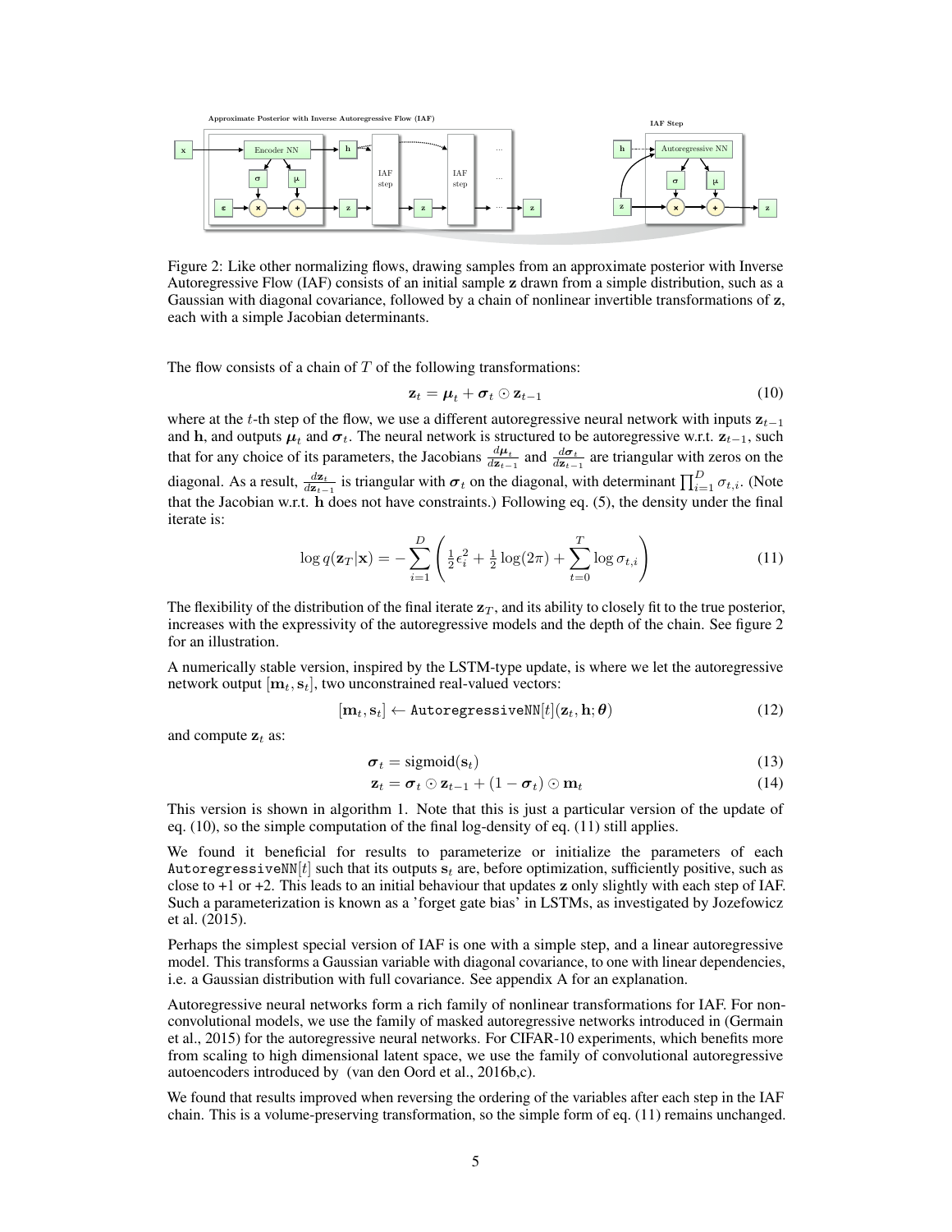Figure 2: Like other normalizing flows, drawing samples from an approximate posterior with Inverse Autoregressive Flow (IAF) consists of an initial sample $\mathbf{z}$ drawn from a simple distribution, such as a Gaussian with diagonal covariance, followed by a chain of nonlinear invertible transformations of $\mathbf{z}$, each with a simple Jacobian determinants.

The flow consists of a chain of $T$ of the following transformations:

$$\mathbf{z}_t = \boldsymbol{\mu}_t + \boldsymbol{\sigma}_t \odot \mathbf{z}_{t-1} \tag{10}$$

where at the $t$-th step of the flow, we use a different autoregressive neural network with inputs $\mathbf{z}_{t-1}$ and $\mathbf{h}$, and outputs $\boldsymbol{\mu}_t$ and $\boldsymbol{\sigma}_t$. The neural network is structured to be autoregressive w.r.t. $\mathbf{z}_{t-1}$, such that for any choice of its parameters, the Jacobians $\frac{d\boldsymbol{\mu}_t}{d\mathbf{z}_{t-1}}$ and $\frac{d\boldsymbol{\sigma}_t}{d\mathbf{z}_{t-1}}$ are triangular with zeros on the diagonal. As a result, $\frac{d\mathbf{z}_t}{d\mathbf{z}_{t-1}}$ is triangular with $\boldsymbol{\sigma}_t$ on the diagonal, with determinant $\prod_{i=1}^{D} \sigma_{t,i}$. (Note that the Jacobian w.r.t. $\mathbf{h}$ does not have constraints.) Following eq. (5), the density under the final iterate is:

$$\log q(\mathbf{z}_T|\mathbf{x}) = -\sum_{i=1}^{D} \left( \tfrac{1}{2}\epsilon_i^2 + \tfrac{1}{2}\log(2\pi) + \sum_{t=0}^{T} \log \sigma_{t,i} \right) \tag{11}$$

The flexibility of the distribution of the final iterate $\mathbf{z}_T$, and its ability to closely fit to the true posterior, increases with the expressivity of the autoregressive models and the depth of the chain. See figure 2 for an illustration.

A numerically stable version, inspired by the LSTM-type update, is where we let the autoregressive network output $[\mathbf{m}_t, \mathbf{s}_t]$, two unconstrained real-valued vectors:

$$[\mathbf{m}_t, \mathbf{s}_t] \leftarrow \texttt{AutoregressiveNN}[t](\mathbf{z}_t, \mathbf{h}; \boldsymbol{\theta}) \tag{12}$$

and compute $\mathbf{z}_t$ as:

$$\boldsymbol{\sigma}_t = \text{sigmoid}(\mathbf{s}_t) \tag{13}$$

$$\mathbf{z}_t = \boldsymbol{\sigma}_t \odot \mathbf{z}_{t-1} + (1 - \boldsymbol{\sigma}_t) \odot \mathbf{m}_t \tag{14}$$

This version is shown in algorithm 1. Note that this is just a particular version of the update of eq. (10), so the simple computation of the final log-density of eq. (11) still applies.

We found it beneficial for results to parameterize or initialize the parameters of each AutoregressiveNN[$t$] such that its outputs $\mathbf{s}_t$ are, before optimization, sufficiently positive, such as close to +1 or +2. This leads to an initial behaviour that updates $\mathbf{z}$ only slightly with each step of IAF. Such a parameterization is known as a 'forget gate bias' in LSTMs, as investigated by Jozefowicz et al. (2015).

Perhaps the simplest special version of IAF is one with a simple step, and a linear autoregressive model. This transforms a Gaussian variable with diagonal covariance, to one with linear dependencies, i.e. a Gaussian distribution with full covariance. See appendix A for an explanation.

Autoregressive neural networks form a rich family of nonlinear transformations for IAF. For non-convolutional models, we use the family of masked autoregressive networks introduced in (Germain et al., 2015) for the autoregressive neural networks. For CIFAR-10 experiments, which benefits more from scaling to high dimensional latent space, we use the family of convolutional autoregressive autoencoders introduced by (van den Oord et al., 2016b,c).

We found that results improved when reversing the ordering of the variables after each step in the IAF chain. This is a volume-preserving transformation, so the simple form of eq. (11) remains unchanged.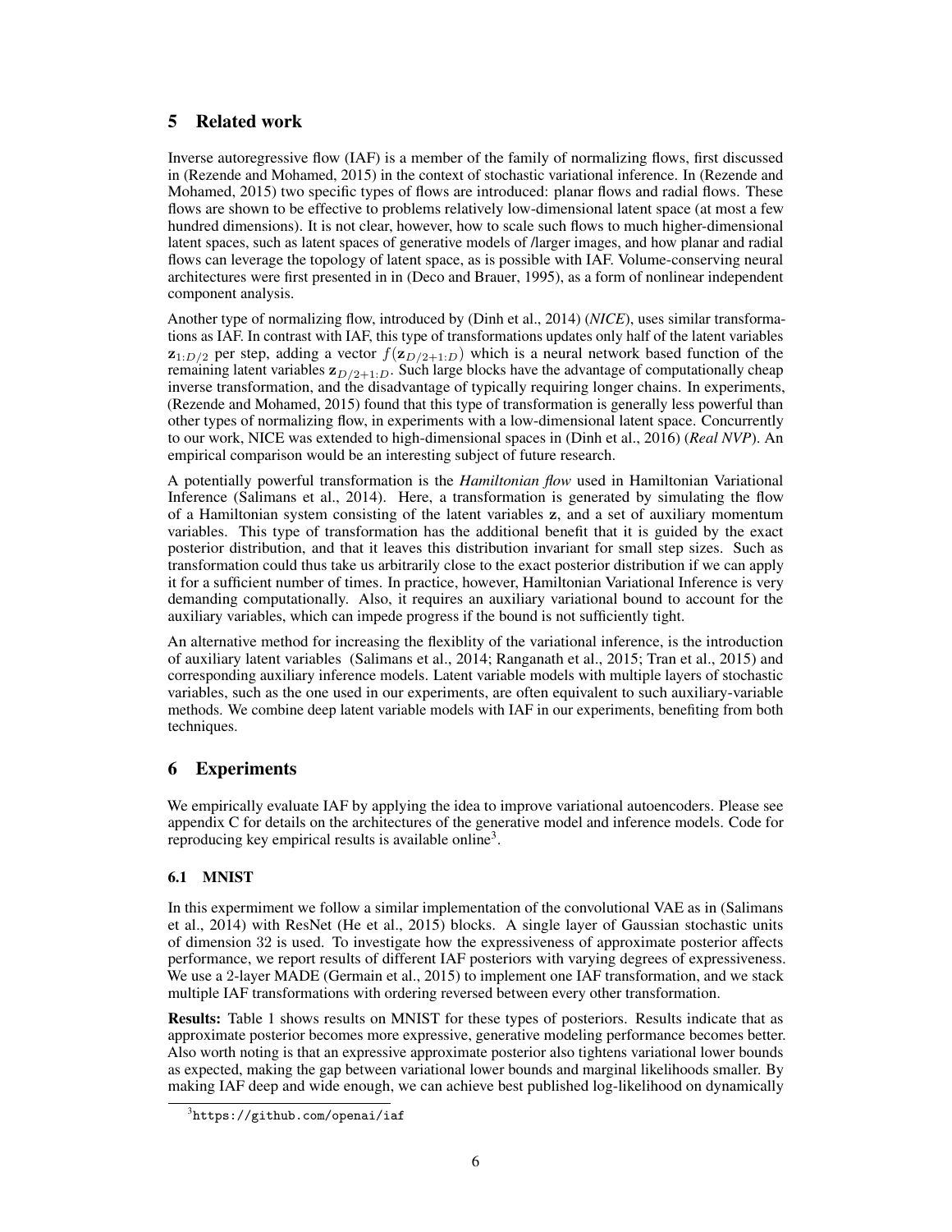## 5 Related work

Inverse autoregressive flow (IAF) is a member of the family of normalizing flows, first discussed in (Rezende and Mohamed, 2015) in the context of stochastic variational inference. In (Rezende and Mohamed, 2015) two specific types of flows are introduced: planar flows and radial flows. These flows are shown to be effective to problems relatively low-dimensional latent space (at most a few hundred dimensions). It is not clear, however, how to scale such flows to much higher-dimensional latent spaces, such as latent spaces of generative models of /larger images, and how planar and radial flows can leverage the topology of latent space, as is possible with IAF. Volume-conserving neural architectures were first presented in in (Deco and Brauer, 1995), as a form of nonlinear independent component analysis.

Another type of normalizing flow, introduced by (Dinh et al., 2014) (*NICE*), uses similar transformations as IAF. In contrast with IAF, this type of transformations updates only half of the latent variables $\mathbf{z}_{1:D/2}$ per step, adding a vector $f(\mathbf{z}_{D/2+1:D})$ which is a neural network based function of the remaining latent variables $\mathbf{z}_{D/2+1:D}$. Such large blocks have the advantage of computationally cheap inverse transformation, and the disadvantage of typically requiring longer chains. In experiments, (Rezende and Mohamed, 2015) found that this type of transformation is generally less powerful than other types of normalizing flow, in experiments with a low-dimensional latent space. Concurrently to our work, NICE was extended to high-dimensional spaces in (Dinh et al., 2016) (*Real NVP*). An empirical comparison would be an interesting subject of future research.

A potentially powerful transformation is the *Hamiltonian flow* used in Hamiltonian Variational Inference (Salimans et al., 2014). Here, a transformation is generated by simulating the flow of a Hamiltonian system consisting of the latent variables $\mathbf{z}$, and a set of auxiliary momentum variables. This type of transformation has the additional benefit that it is guided by the exact posterior distribution, and that it leaves this distribution invariant for small step sizes. Such as transformation could thus take us arbitrarily close to the exact posterior distribution if we can apply it for a sufficient number of times. In practice, however, Hamiltonian Variational Inference is very demanding computationally. Also, it requires an auxiliary variational bound to account for the auxiliary variables, which can impede progress if the bound is not sufficiently tight.

An alternative method for increasing the flexiblity of the variational inference, is the introduction of auxiliary latent variables (Salimans et al., 2014; Ranganath et al., 2015; Tran et al., 2015) and corresponding auxiliary inference models. Latent variable models with multiple layers of stochastic variables, such as the one used in our experiments, are often equivalent to such auxiliary-variable methods. We combine deep latent variable models with IAF in our experiments, benefiting from both techniques.

## 6 Experiments

We empirically evaluate IAF by applying the idea to improve variational autoencoders. Please see appendix C for details on the architectures of the generative model and inference models. Code for reproducing key empirical results is available online[3].

### 6.1 MNIST

In this expermiment we follow a similar implementation of the convolutional VAE as in (Salimans et al., 2014) with ResNet (He et al., 2015) blocks. A single layer of Gaussian stochastic units of dimension 32 is used. To investigate how the expressiveness of approximate posterior affects performance, we report results of different IAF posteriors with varying degrees of expressiveness. We use a 2-layer MADE (Germain et al., 2015) to implement one IAF transformation, and we stack multiple IAF transformations with ordering reversed between every other transformation.

**Results:** Table 1 shows results on MNIST for these types of posteriors. Results indicate that as approximate posterior becomes more expressive, generative modeling performance becomes better. Also worth noting is that an expressive approximate posterior also tightens variational lower bounds as expected, making the gap between variational lower bounds and marginal likelihoods smaller. By making IAF deep and wide enough, we can achieve best published log-likelihood on dynamically

[3] https://github.com/openai/iaf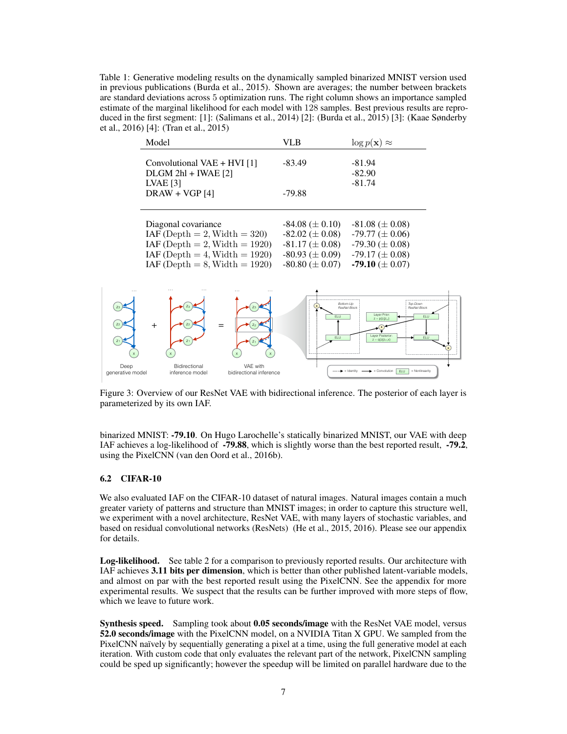Table 1: Generative modeling results on the dynamically sampled binarized MNIST version used in previous publications (Burda et al., 2015). Shown are averages; the number between brackets are standard deviations across 5 optimization runs. The right column shows an importance sampled estimate of the marginal likelihood for each model with 128 samples. Best previous results are reproduced in the first segment: [1]: (Salimans et al., 2014) [2]: (Burda et al., 2015) [3]: (Kaae Sønderby et al., 2016) [4]: (Tran et al., 2015)

| Model | VLB | $\log p(\mathbf{x}) \approx$ |
|---|---|---|
| Convolutional VAE + HVI [1] | -83.49 | -81.94 |
| DLGM 2hl + IWAE [2] | | -82.90 |
| LVAE [3] | | -81.74 |
| DRAW + VGP [4] | -79.88 | |
| Diagonal covariance | -84.08 ($\pm$ 0.10) | -81.08 ($\pm$ 0.08) |
| IAF (Depth = 2, Width = 320) | -82.02 ($\pm$ 0.08) | -79.77 ($\pm$ 0.06) |
| IAF (Depth = 2, Width = 1920) | -81.17 ($\pm$ 0.08) | -79.30 ($\pm$ 0.08) |
| IAF (Depth = 4, Width = 1920) | -80.93 ($\pm$ 0.09) | -79.17 ($\pm$ 0.08) |
| IAF (Depth = 8, Width = 1920) | -80.80 ($\pm$ 0.07) | **-79.10** ($\pm$ 0.07) |

Figure 3: Overview of our ResNet VAE with bidirectional inference. The posterior of each layer is parameterized by its own IAF.

binarized MNIST: **-79.10**. On Hugo Larochelle's statically binarized MNIST, our VAE with deep IAF achieves a log-likelihood of **-79.88**, which is slightly worse than the best reported result, **-79.2**, using the PixelCNN (van den Oord et al., 2016b).

### 6.2 CIFAR-10

We also evaluated IAF on the CIFAR-10 dataset of natural images. Natural images contain a much greater variety of patterns and structure than MNIST images; in order to capture this structure well, we experiment with a novel architecture, ResNet VAE, with many layers of stochastic variables, and based on residual convolutional networks (ResNets) (He et al., 2015, 2016). Please see our appendix for details.

**Log-likelihood.** See table 2 for a comparison to previously reported results. Our architecture with IAF achieves **3.11 bits per dimension**, which is better than other published latent-variable models, and almost on par with the best reported result using the PixelCNN. See the appendix for more experimental results. We suspect that the results can be further improved with more steps of flow, which we leave to future work.

**Synthesis speed.** Sampling took about **0.05 seconds/image** with the ResNet VAE model, versus **52.0 seconds/image** with the PixelCNN model, on a NVIDIA Titan X GPU. We sampled from the PixelCNN naïvely by sequentially generating a pixel at a time, using the full generative model at each iteration. With custom code that only evaluates the relevant part of the network, PixelCNN sampling could be sped up significantly; however the speedup will be limited on parallel hardware due to the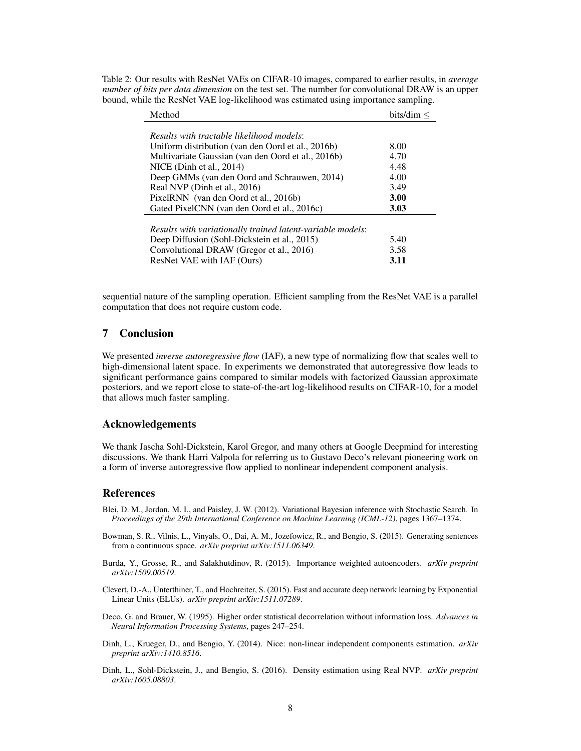Table 2: Our results with ResNet VAEs on CIFAR-10 images, compared to earlier results, in *average number of bits per data dimension* on the test set. The number for convolutional DRAW is an upper bound, while the ResNet VAE log-likelihood was estimated using importance sampling.

| Method | bits/dim $\leq$ |
|---|---|
| *Results with tractable likelihood models*: | |
| Uniform distribution (van den Oord et al., 2016b) | 8.00 |
| Multivariate Gaussian (van den Oord et al., 2016b) | 4.70 |
| NICE (Dinh et al., 2014) | 4.48 |
| Deep GMMs (van den Oord and Schrauwen, 2014) | 4.00 |
| Real NVP (Dinh et al., 2016) | 3.49 |
| PixelRNN (van den Oord et al., 2016b) | **3.00** |
| Gated PixelCNN (van den Oord et al., 2016c) | **3.03** |
| *Results with variationally trained latent-variable models*: | |
| Deep Diffusion (Sohl-Dickstein et al., 2015) | 5.40 |
| Convolutional DRAW (Gregor et al., 2016) | 3.58 |
| ResNet VAE with IAF (Ours) | **3.11** |

sequential nature of the sampling operation. Efficient sampling from the ResNet VAE is a parallel computation that does not require custom code.

## 7 Conclusion

We presented *inverse autoregressive flow* (IAF), a new type of normalizing flow that scales well to high-dimensional latent space. In experiments we demonstrated that autoregressive flow leads to significant performance gains compared to similar models with factorized Gaussian approximate posteriors, and we report close to state-of-the-art log-likelihood results on CIFAR-10, for a model that allows much faster sampling.

## Acknowledgements

We thank Jascha Sohl-Dickstein, Karol Gregor, and many others at Google Deepmind for interesting discussions. We thank Harri Valpola for referring us to Gustavo Deco's relevant pioneering work on a form of inverse autoregressive flow applied to nonlinear independent component analysis.

## References

Blei, D. M., Jordan, M. I., and Paisley, J. W. (2012). Variational Bayesian inference with Stochastic Search. In *Proceedings of the 29th International Conference on Machine Learning (ICML-12)*, pages 1367–1374.

Bowman, S. R., Vilnis, L., Vinyals, O., Dai, A. M., Jozefowicz, R., and Bengio, S. (2015). Generating sentences from a continuous space. *arXiv preprint arXiv:1511.06349*.

Burda, Y., Grosse, R., and Salakhutdinov, R. (2015). Importance weighted autoencoders. *arXiv preprint arXiv:1509.00519*.

Clevert, D.-A., Unterthiner, T., and Hochreiter, S. (2015). Fast and accurate deep network learning by Exponential Linear Units (ELUs). *arXiv preprint arXiv:1511.07289*.

Deco, G. and Brauer, W. (1995). Higher order statistical decorrelation without information loss. *Advances in Neural Information Processing Systems*, pages 247–254.

Dinh, L., Krueger, D., and Bengio, Y. (2014). Nice: non-linear independent components estimation. *arXiv preprint arXiv:1410.8516*.

Dinh, L., Sohl-Dickstein, J., and Bengio, S. (2016). Density estimation using Real NVP. *arXiv preprint arXiv:1605.08803*.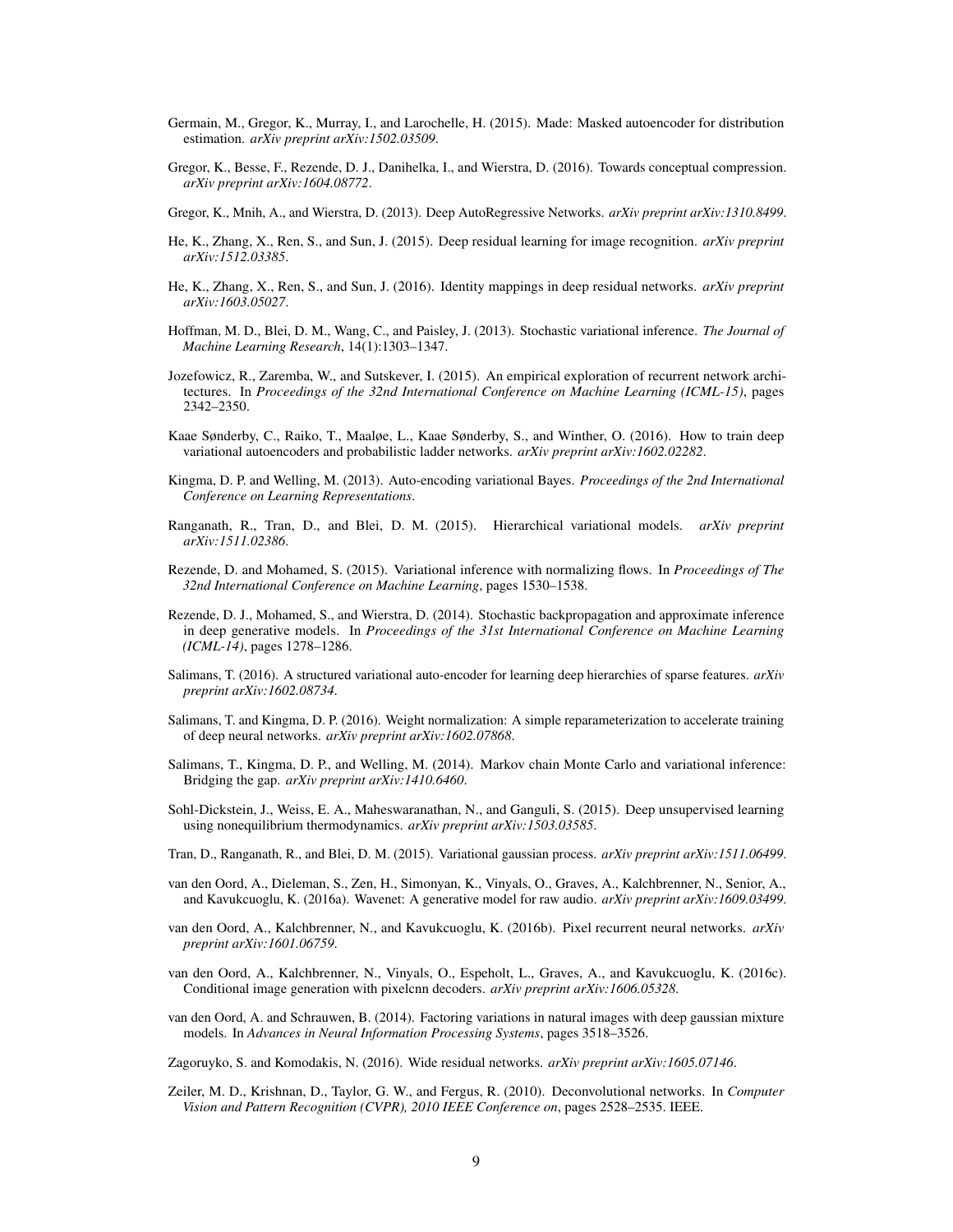Germain, M., Gregor, K., Murray, I., and Larochelle, H. (2015). Made: Masked autoencoder for distribution estimation. *arXiv preprint arXiv:1502.03509*.

Gregor, K., Besse, F., Rezende, D. J., Danihelka, I., and Wierstra, D. (2016). Towards conceptual compression. *arXiv preprint arXiv:1604.08772*.

Gregor, K., Mnih, A., and Wierstra, D. (2013). Deep AutoRegressive Networks. *arXiv preprint arXiv:1310.8499*.

He, K., Zhang, X., Ren, S., and Sun, J. (2015). Deep residual learning for image recognition. *arXiv preprint arXiv:1512.03385*.

He, K., Zhang, X., Ren, S., and Sun, J. (2016). Identity mappings in deep residual networks. *arXiv preprint arXiv:1603.05027*.

Hoffman, M. D., Blei, D. M., Wang, C., and Paisley, J. (2013). Stochastic variational inference. *The Journal of Machine Learning Research*, 14(1):1303–1347.

Jozefowicz, R., Zaremba, W., and Sutskever, I. (2015). An empirical exploration of recurrent network architectures. In *Proceedings of the 32nd International Conference on Machine Learning (ICML-15)*, pages 2342–2350.

Kaae Sønderby, C., Raiko, T., Maaløe, L., Kaae Sønderby, S., and Winther, O. (2016). How to train deep variational autoencoders and probabilistic ladder networks. *arXiv preprint arXiv:1602.02282*.

Kingma, D. P. and Welling, M. (2013). Auto-encoding variational Bayes. *Proceedings of the 2nd International Conference on Learning Representations*.

Ranganath, R., Tran, D., and Blei, D. M. (2015). Hierarchical variational models. *arXiv preprint arXiv:1511.02386*.

Rezende, D. and Mohamed, S. (2015). Variational inference with normalizing flows. In *Proceedings of The 32nd International Conference on Machine Learning*, pages 1530–1538.

Rezende, D. J., Mohamed, S., and Wierstra, D. (2014). Stochastic backpropagation and approximate inference in deep generative models. In *Proceedings of the 31st International Conference on Machine Learning (ICML-14)*, pages 1278–1286.

Salimans, T. (2016). A structured variational auto-encoder for learning deep hierarchies of sparse features. *arXiv preprint arXiv:1602.08734*.

Salimans, T. and Kingma, D. P. (2016). Weight normalization: A simple reparameterization to accelerate training of deep neural networks. *arXiv preprint arXiv:1602.07868*.

Salimans, T., Kingma, D. P., and Welling, M. (2014). Markov chain Monte Carlo and variational inference: Bridging the gap. *arXiv preprint arXiv:1410.6460*.

Sohl-Dickstein, J., Weiss, E. A., Maheswaranathan, N., and Ganguli, S. (2015). Deep unsupervised learning using nonequilibrium thermodynamics. *arXiv preprint arXiv:1503.03585*.

Tran, D., Ranganath, R., and Blei, D. M. (2015). Variational gaussian process. *arXiv preprint arXiv:1511.06499*.

van den Oord, A., Dieleman, S., Zen, H., Simonyan, K., Vinyals, O., Graves, A., Kalchbrenner, N., Senior, A., and Kavukcuoglu, K. (2016a). Wavenet: A generative model for raw audio. *arXiv preprint arXiv:1609.03499*.

van den Oord, A., Kalchbrenner, N., and Kavukcuoglu, K. (2016b). Pixel recurrent neural networks. *arXiv preprint arXiv:1601.06759*.

van den Oord, A., Kalchbrenner, N., Vinyals, O., Espeholt, L., Graves, A., and Kavukcuoglu, K. (2016c). Conditional image generation with pixelcnn decoders. *arXiv preprint arXiv:1606.05328*.

van den Oord, A. and Schrauwen, B. (2014). Factoring variations in natural images with deep gaussian mixture models. In *Advances in Neural Information Processing Systems*, pages 3518–3526.

Zagoruyko, S. and Komodakis, N. (2016). Wide residual networks. *arXiv preprint arXiv:1605.07146*.

Zeiler, M. D., Krishnan, D., Taylor, G. W., and Fergus, R. (2010). Deconvolutional networks. In *Computer Vision and Pattern Recognition (CVPR), 2010 IEEE Conference on*, pages 2528–2535. IEEE.